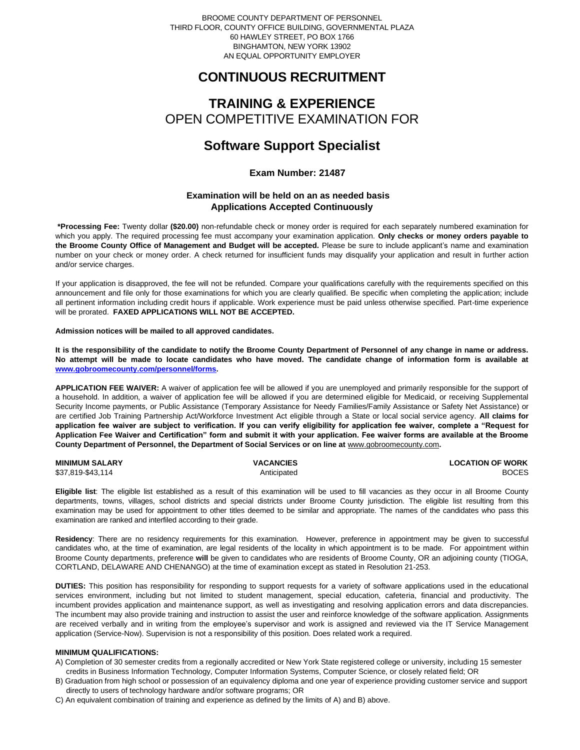BROOME COUNTY DEPARTMENT OF PERSONNEL
THIRD FLOOR, COUNTY OFFICE BUILDING, GOVERNMENTAL PLAZA
60 HAWLEY STREET, PO BOX 1766
BINGHAMTON, NEW YORK 13902
AN EQUAL OPPORTUNITY EMPLOYER

# CONTINUOUS RECRUITMENT

# TRAINING & EXPERIENCE
## OPEN COMPETITIVE EXAMINATION FOR

# Software Support Specialist

### Exam Number: 21487

### Examination will be held on an as needed basis
### Applications Accepted Continuously

**\*Processing Fee:** Twenty dollar **($20.00)** non-refundable check or money order is required for each separately numbered examination for which you apply. The required processing fee must accompany your examination application. **Only checks or money orders payable to the Broome County Office of Management and Budget will be accepted.** Please be sure to include applicant's name and examination number on your check or money order. A check returned for insufficient funds may disqualify your application and result in further action and/or service charges.

If your application is disapproved, the fee will not be refunded. Compare your qualifications carefully with the requirements specified on this announcement and file only for those examinations for which you are clearly qualified. Be specific when completing the application; include all pertinent information including credit hours if applicable. Work experience must be paid unless otherwise specified. Part-time experience will be prorated. **FAXED APPLICATIONS WILL NOT BE ACCEPTED.**

**Admission notices will be mailed to all approved candidates.**

**It is the responsibility of the candidate to notify the Broome County Department of Personnel of any change in name or address. No attempt will be made to locate candidates who have moved. The candidate change of information form is available at www.gobroomecounty.com/personnel/forms.**

**APPLICATION FEE WAIVER:** A waiver of application fee will be allowed if you are unemployed and primarily responsible for the support of a household. In addition, a waiver of application fee will be allowed if you are determined eligible for Medicaid, or receiving Supplemental Security Income payments, or Public Assistance (Temporary Assistance for Needy Families/Family Assistance or Safety Net Assistance) or are certified Job Training Partnership Act/Workforce Investment Act eligible through a State or local social service agency. **All claims for application fee waiver are subject to verification. If you can verify eligibility for application fee waiver, complete a "Request for Application Fee Waiver and Certification" form and submit it with your application. Fee waiver forms are available at the Broome County Department of Personnel, the Department of Social Services or on line at** www.gobroomecounty.com**.**

| MINIMUM SALARY | VACANCIES | LOCATION OF WORK |
|---|---|---|
| $37,819-$43,114 | Anticipated | BOCES |

**Eligible list**: The eligible list established as a result of this examination will be used to fill vacancies as they occur in all Broome County departments, towns, villages, school districts and special districts under Broome County jurisdiction. The eligible list resulting from this examination may be used for appointment to other titles deemed to be similar and appropriate. The names of the candidates who pass this examination are ranked and interfiled according to their grade.

**Residency**: There are no residency requirements for this examination. However, preference in appointment may be given to successful candidates who, at the time of examination, are legal residents of the locality in which appointment is to be made. For appointment within Broome County departments, preference **will** be given to candidates who are residents of Broome County, OR an adjoining county (TIOGA, CORTLAND, DELAWARE AND CHENANGO) at the time of examination except as stated in Resolution 21-253.

**DUTIES:** This position has responsibility for responding to support requests for a variety of software applications used in the educational services environment, including but not limited to student management, special education, cafeteria, financial and productivity. The incumbent provides application and maintenance support, as well as investigating and resolving application errors and data discrepancies. The incumbent may also provide training and instruction to assist the user and reinforce knowledge of the software application. Assignments are received verbally and in writing from the employee's supervisor and work is assigned and reviewed via the IT Service Management application (Service-Now). Supervision is not a responsibility of this position. Does related work a required.

**MINIMUM QUALIFICATIONS:**

A) Completion of 30 semester credits from a regionally accredited or New York State registered college or university, including 15 semester credits in Business Information Technology, Computer Information Systems, Computer Science, or closely related field; OR

B) Graduation from high school or possession of an equivalency diploma and one year of experience providing customer service and support directly to users of technology hardware and/or software programs; OR

C) An equivalent combination of training and experience as defined by the limits of A) and B) above.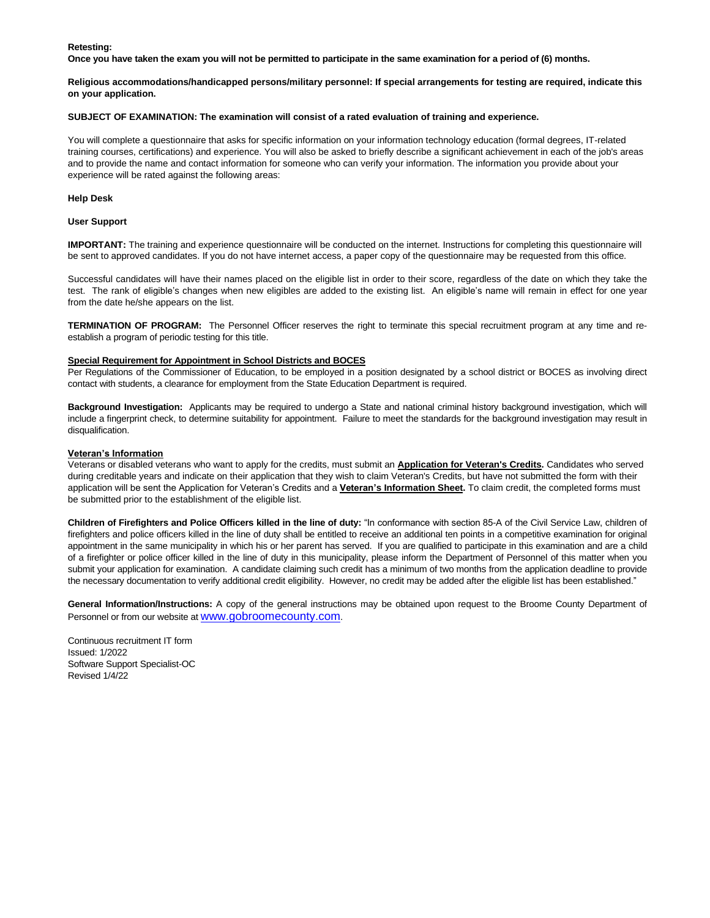**Retesting:**
**Once you have taken the exam you will not be permitted to participate in the same examination for a period of (6) months.**

**Religious accommodations/handicapped persons/military personnel: If special arrangements for testing are required, indicate this on your application.**

**SUBJECT OF EXAMINATION: The examination will consist of a rated evaluation of training and experience.**

You will complete a questionnaire that asks for specific information on your information technology education (formal degrees, IT-related training courses, certifications) and experience. You will also be asked to briefly describe a significant achievement in each of the job's areas and to provide the name and contact information for someone who can verify your information. The information you provide about your experience will be rated against the following areas:

**Help Desk**

**User Support**

**IMPORTANT:** The training and experience questionnaire will be conducted on the internet. Instructions for completing this questionnaire will be sent to approved candidates. If you do not have internet access, a paper copy of the questionnaire may be requested from this office.

Successful candidates will have their names placed on the eligible list in order to their score, regardless of the date on which they take the test. The rank of eligible's changes when new eligibles are added to the existing list. An eligible's name will remain in effect for one year from the date he/she appears on the list.

**TERMINATION OF PROGRAM:** The Personnel Officer reserves the right to terminate this special recruitment program at any time and re-establish a program of periodic testing for this title.

**Special Requirement for Appointment in School Districts and BOCES**
Per Regulations of the Commissioner of Education, to be employed in a position designated by a school district or BOCES as involving direct contact with students, a clearance for employment from the State Education Department is required.

**Background Investigation:** Applicants may be required to undergo a State and national criminal history background investigation, which will include a fingerprint check, to determine suitability for appointment. Failure to meet the standards for the background investigation may result in disqualification.

**Veteran's Information**
Veterans or disabled veterans who want to apply for the credits, must submit an **Application for Veteran's Credits.** Candidates who served during creditable years and indicate on their application that they wish to claim Veteran's Credits, but have not submitted the form with their application will be sent the Application for Veteran's Credits and a **Veteran's Information Sheet.** To claim credit, the completed forms must be submitted prior to the establishment of the eligible list.

**Children of Firefighters and Police Officers killed in the line of duty:** "In conformance with section 85-A of the Civil Service Law, children of firefighters and police officers killed in the line of duty shall be entitled to receive an additional ten points in a competitive examination for original appointment in the same municipality in which his or her parent has served. If you are qualified to participate in this examination and are a child of a firefighter or police officer killed in the line of duty in this municipality, please inform the Department of Personnel of this matter when you submit your application for examination. A candidate claiming such credit has a minimum of two months from the application deadline to provide the necessary documentation to verify additional credit eligibility. However, no credit may be added after the eligible list has been established."

**General Information/Instructions:** A copy of the general instructions may be obtained upon request to the Broome County Department of Personnel or from our website at www.gobroomecounty.com.

Continuous recruitment IT form
Issued: 1/2022
Software Support Specialist-OC
Revised 1/4/22